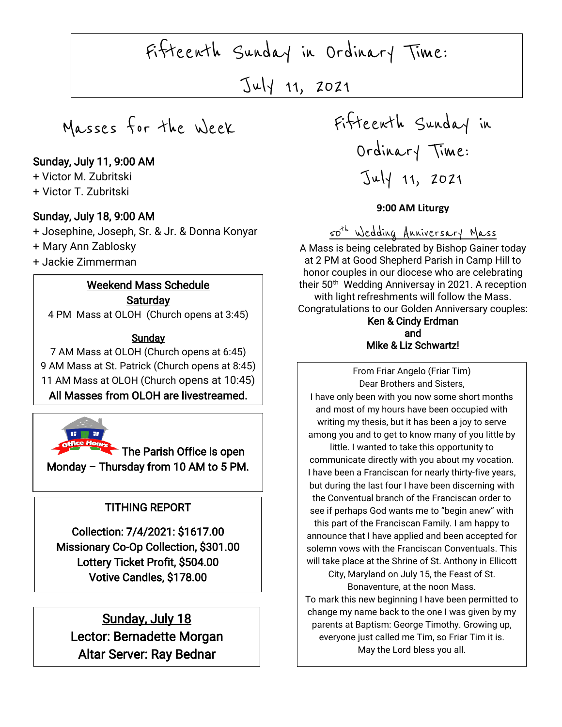# Fifteenth Sunday in Ordinary Time: July 11, 2021

## Masses for the Week

**Sunday, July 11, 9:00 AM**
+ Victor M. Zubritski
+ Victor T. Zubritski

**Sunday, July 18, 9:00 AM**
+ Josephine, Joseph, Sr. & Jr. & Donna Konyar
+ Mary Ann Zablosky
+ Jackie Zimmerman

### Weekend Mass Schedule

**Saturday**

4 PM Mass at OLOH (Church opens at 3:45)

**Sunday**

7 AM Mass at OLOH (Church opens at 6:45)
9 AM Mass at St. Patrick (Church opens at 8:45)
11 AM Mass at OLOH (Church opens at 10:45)

**All Masses from OLOH are livestreamed.**

Office Hours

**The Parish Office is open Monday – Thursday from 10 AM to 5 PM.**

### TITHING REPORT

**Collection: 7/4/2021: $1617.00**
**Missionary Co-Op Collection, $301.00**
**Lottery Ticket Profit, $504.00**
**Votive Candles, $178.00**

**Sunday, July 18**
**Lector: Bernadette Morgan**
**Altar Server: Ray Bednar**

## Fifteenth Sunday in Ordinary Time: July 11, 2021

**9:00 AM Liturgy**

### 50th Wedding Anniversary Mass

A Mass is being celebrated by Bishop Gainer today at 2 PM at Good Shepherd Parish in Camp Hill to honor couples in our diocese who are celebrating their 50th Wedding Anniversary in 2021. A reception with light refreshments will follow the Mass. Congratulations to our Golden Anniversary couples:

**Ken & Cindy Erdman**
**and**
**Mike & Liz Schwartz!**

From Friar Angelo (Friar Tim)

Dear Brothers and Sisters,

I have only been with you now some short months and most of my hours have been occupied with writing my thesis, but it has been a joy to serve among you and to get to know many of you little by little. I wanted to take this opportunity to communicate directly with you about my vocation. I have been a Franciscan for nearly thirty-five years, but during the last four I have been discerning with the Conventual branch of the Franciscan order to see if perhaps God wants me to "begin anew" with this part of the Franciscan Family. I am happy to announce that I have applied and been accepted for solemn vows with the Franciscan Conventuals. This will take place at the Shrine of St. Anthony in Ellicott City, Maryland on July 15, the Feast of St. Bonaventure, at the noon Mass.

To mark this new beginning I have been permitted to change my name back to the one I was given by my parents at Baptism: George Timothy. Growing up, everyone just called me Tim, so Friar Tim it is.

May the Lord bless you all.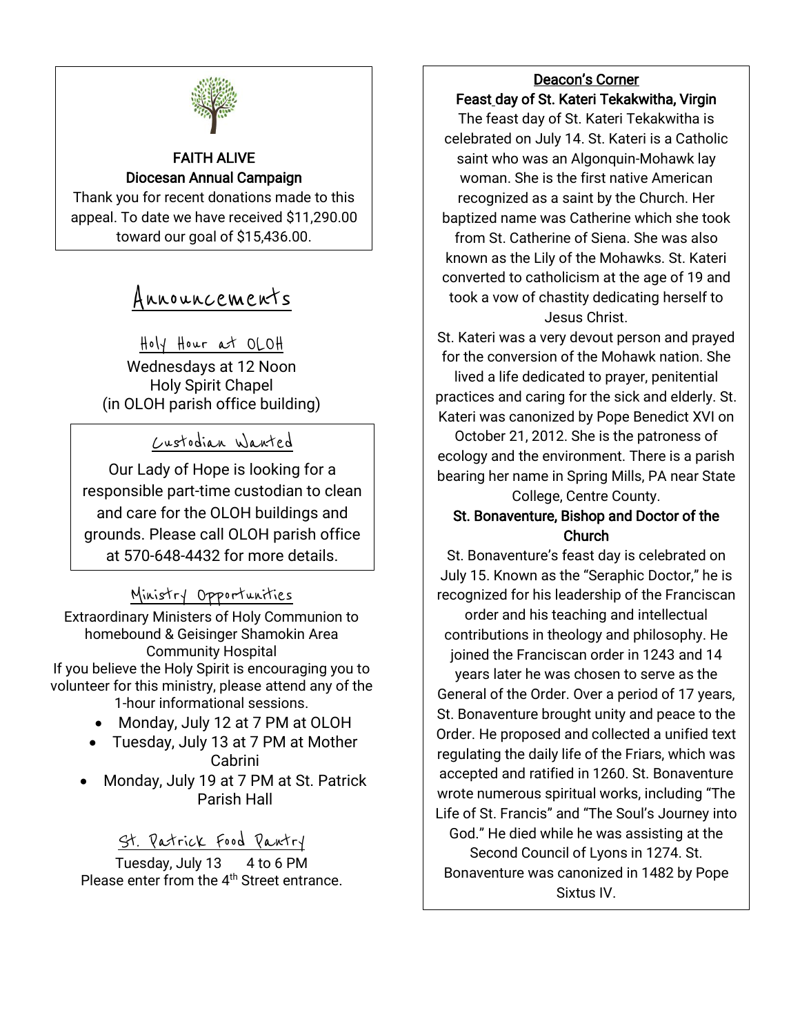**FAITH ALIVE**
**Diocesan Annual Campaign**

Thank you for recent donations made to this appeal. To date we have received $11,290.00 toward our goal of $15,436.00.

# Announcements

## Holy Hour at OLOH

Wednesdays at 12 Noon
Holy Spirit Chapel
(in OLOH parish office building)

## Custodian Wanted

Our Lady of Hope is looking for a responsible part-time custodian to clean and care for the OLOH buildings and grounds. Please call OLOH parish office at 570-648-4432 for more details.

## Ministry Opportunities

Extraordinary Ministers of Holy Communion to homebound & Geisinger Shamokin Area Community Hospital

If you believe the Holy Spirit is encouraging you to volunteer for this ministry, please attend any of the 1-hour informational sessions.

- Monday, July 12 at 7 PM at OLOH
- Tuesday, July 13 at 7 PM at Mother Cabrini
- Monday, July 19 at 7 PM at St. Patrick Parish Hall

## St. Patrick Food Pantry

Tuesday, July 13 4 to 6 PM
Please enter from the 4th Street entrance.

## Deacon's Corner

**Feast day of St. Kateri Tekakwitha, Virgin**

The feast day of St. Kateri Tekakwitha is celebrated on July 14. St. Kateri is a Catholic saint who was an Algonquin-Mohawk lay woman. She is the first native American recognized as a saint by the Church. Her baptized name was Catherine which she took from St. Catherine of Siena. She was also known as the Lily of the Mohawks. St. Kateri converted to catholicism at the age of 19 and took a vow of chastity dedicating herself to Jesus Christ.

St. Kateri was a very devout person and prayed for the conversion of the Mohawk nation. She lived a life dedicated to prayer, penitential practices and caring for the sick and elderly. St. Kateri was canonized by Pope Benedict XVI on October 21, 2012. She is the patroness of ecology and the environment. There is a parish bearing her name in Spring Mills, PA near State College, Centre County.

**St. Bonaventure, Bishop and Doctor of the Church**

St. Bonaventure's feast day is celebrated on July 15. Known as the "Seraphic Doctor," he is recognized for his leadership of the Franciscan order and his teaching and intellectual contributions in theology and philosophy. He joined the Franciscan order in 1243 and 14 years later he was chosen to serve as the General of the Order. Over a period of 17 years, St. Bonaventure brought unity and peace to the Order. He proposed and collected a unified text regulating the daily life of the Friars, which was accepted and ratified in 1260. St. Bonaventure wrote numerous spiritual works, including "The Life of St. Francis" and "The Soul's Journey into God." He died while he was assisting at the Second Council of Lyons in 1274. St. Bonaventure was canonized in 1482 by Pope Sixtus IV.